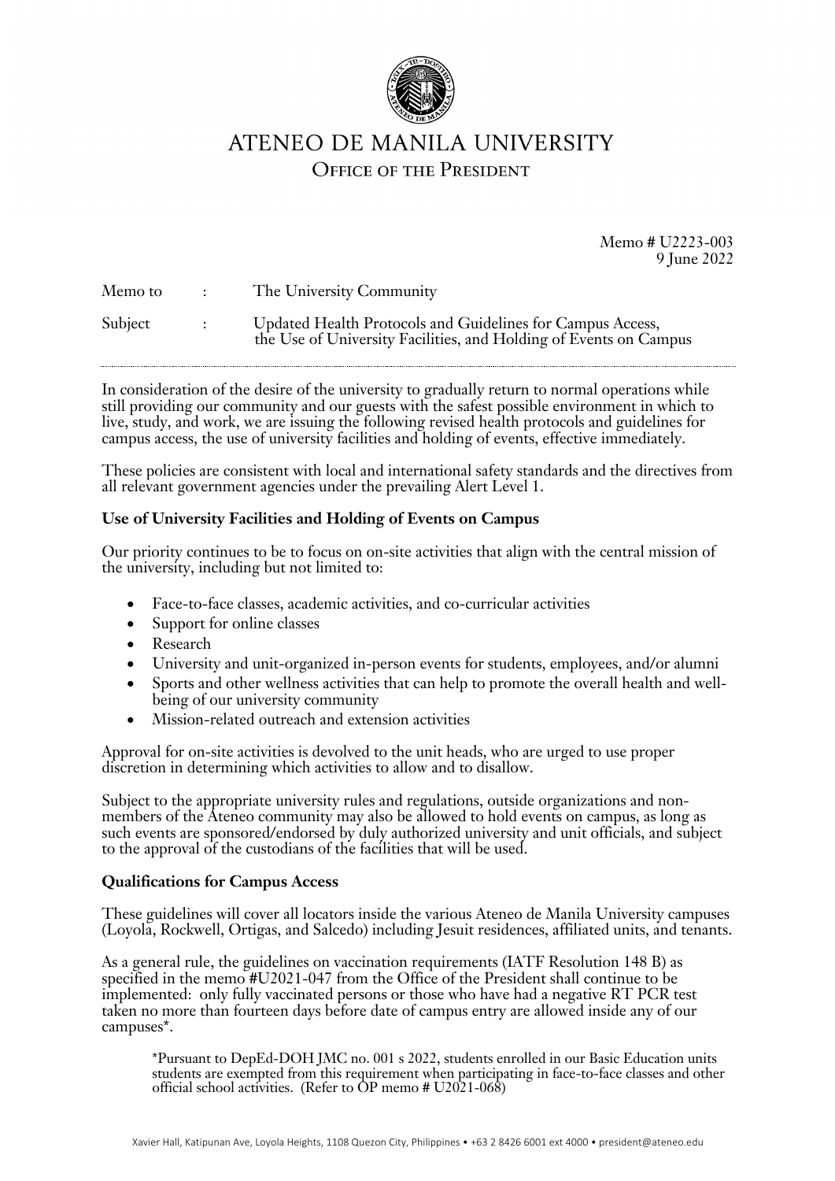# ATENEO DE MANILA UNIVERSITY

## Office of the President

Memo # U2223-003
9 June 2022

Memo to : The University Community

Subject : Updated Health Protocols and Guidelines for Campus Access, the Use of University Facilities, and Holding of Events on Campus

---

In consideration of the desire of the university to gradually return to normal operations while still providing our community and our guests with the safest possible environment in which to live, study, and work, we are issuing the following revised health protocols and guidelines for campus access, the use of university facilities and holding of events, effective immediately.

These policies are consistent with local and international safety standards and the directives from all relevant government agencies under the prevailing Alert Level 1.

**Use of University Facilities and Holding of Events on Campus**

Our priority continues to be to focus on on-site activities that align with the central mission of the university, including but not limited to:

- Face-to-face classes, academic activities, and co-curricular activities
- Support for online classes
- Research
- University and unit-organized in-person events for students, employees, and/or alumni
- Sports and other wellness activities that can help to promote the overall health and well-being of our university community
- Mission-related outreach and extension activities

Approval for on-site activities is devolved to the unit heads, who are urged to use proper discretion in determining which activities to allow and to disallow.

Subject to the appropriate university rules and regulations, outside organizations and non-members of the Ateneo community may also be allowed to hold events on campus, as long as such events are sponsored/endorsed by duly authorized university and unit officials, and subject to the approval of the custodians of the facilities that will be used.

**Qualifications for Campus Access**

These guidelines will cover all locators inside the various Ateneo de Manila University campuses (Loyola, Rockwell, Ortigas, and Salcedo) including Jesuit residences, affiliated units, and tenants.

As a general rule, the guidelines on vaccination requirements (IATF Resolution 148 B) as specified in the memo #U2021-047 from the Office of the President shall continue to be implemented: only fully vaccinated persons or those who have had a negative RT PCR test taken no more than fourteen days before date of campus entry are allowed inside any of our campuses*.

> *Pursuant to DepEd-DOH JMC no. 001 s 2022, students enrolled in our Basic Education units students are exempted from this requirement when participating in face-to-face classes and other official school activities. (Refer to OP memo # U2021-068)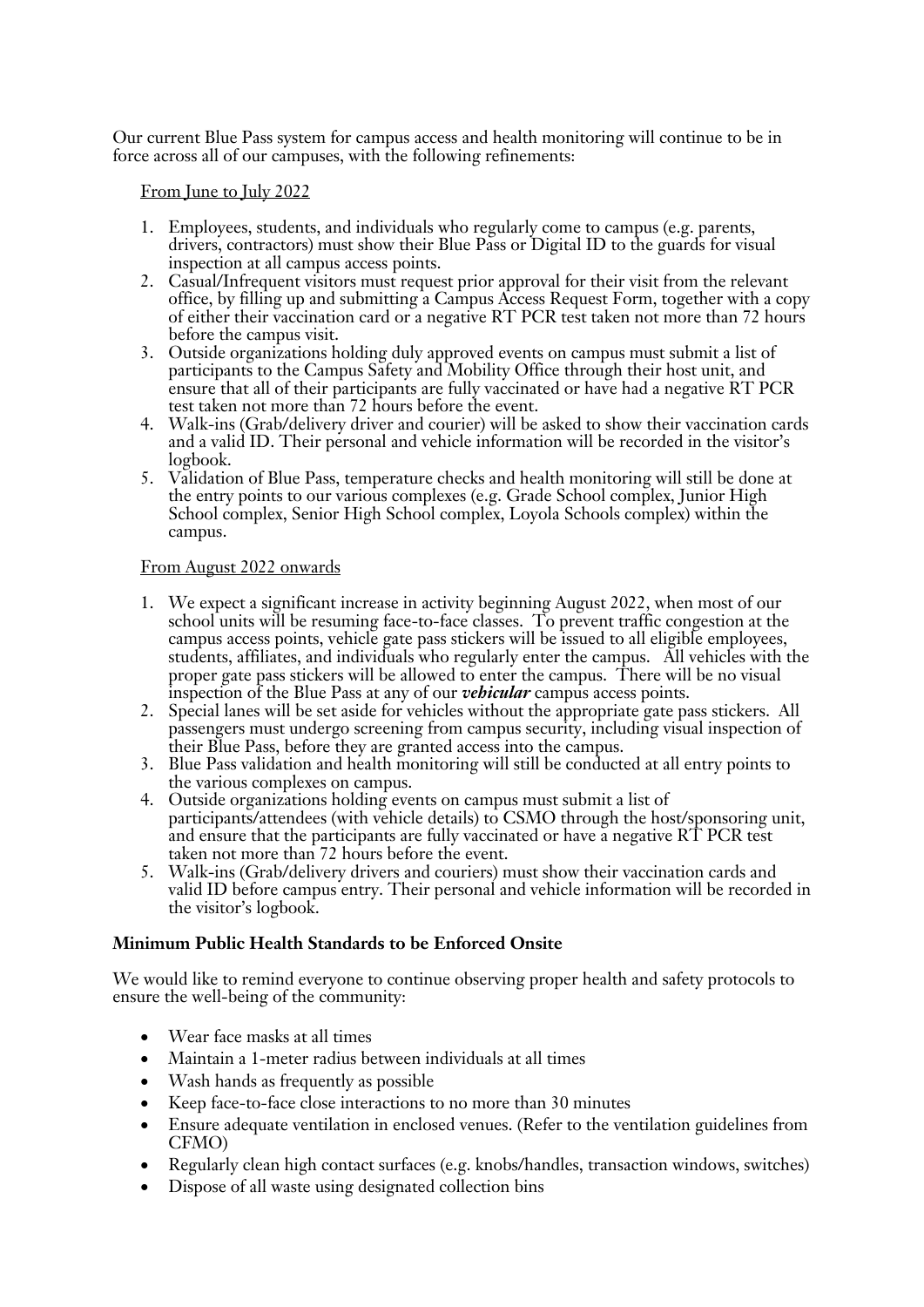Our current Blue Pass system for campus access and health monitoring will continue to be in force across all of our campuses, with the following refinements:

From June to July 2022

1. Employees, students, and individuals who regularly come to campus (e.g. parents, drivers, contractors) must show their Blue Pass or Digital ID to the guards for visual inspection at all campus access points.
2. Casual/Infrequent visitors must request prior approval for their visit from the relevant office, by filling up and submitting a Campus Access Request Form, together with a copy of either their vaccination card or a negative RT PCR test taken not more than 72 hours before the campus visit.
3. Outside organizations holding duly approved events on campus must submit a list of participants to the Campus Safety and Mobility Office through their host unit, and ensure that all of their participants are fully vaccinated or have had a negative RT PCR test taken not more than 72 hours before the event.
4. Walk-ins (Grab/delivery driver and courier) will be asked to show their vaccination cards and a valid ID. Their personal and vehicle information will be recorded in the visitor's logbook.
5. Validation of Blue Pass, temperature checks and health monitoring will still be done at the entry points to our various complexes (e.g. Grade School complex, Junior High School complex, Senior High School complex, Loyola Schools complex) within the campus.

From August 2022 onwards

1. We expect a significant increase in activity beginning August 2022, when most of our school units will be resuming face-to-face classes. To prevent traffic congestion at the campus access points, vehicle gate pass stickers will be issued to all eligible employees, students, affiliates, and individuals who regularly enter the campus. All vehicles with the proper gate pass stickers will be allowed to enter the campus. There will be no visual inspection of the Blue Pass at any of our ***vehicular*** campus access points.
2. Special lanes will be set aside for vehicles without the appropriate gate pass stickers. All passengers must undergo screening from campus security, including visual inspection of their Blue Pass, before they are granted access into the campus.
3. Blue Pass validation and health monitoring will still be conducted at all entry points to the various complexes on campus.
4. Outside organizations holding events on campus must submit a list of participants/attendees (with vehicle details) to CSMO through the host/sponsoring unit, and ensure that the participants are fully vaccinated or have a negative RT PCR test taken not more than 72 hours before the event.
5. Walk-ins (Grab/delivery drivers and couriers) must show their vaccination cards and valid ID before campus entry. Their personal and vehicle information will be recorded in the visitor's logbook.

**Minimum Public Health Standards to be Enforced Onsite**

We would like to remind everyone to continue observing proper health and safety protocols to ensure the well-being of the community:

- Wear face masks at all times
- Maintain a 1-meter radius between individuals at all times
- Wash hands as frequently as possible
- Keep face-to-face close interactions to no more than 30 minutes
- Ensure adequate ventilation in enclosed venues. (Refer to the ventilation guidelines from CFMO)
- Regularly clean high contact surfaces (e.g. knobs/handles, transaction windows, switches)
- Dispose of all waste using designated collection bins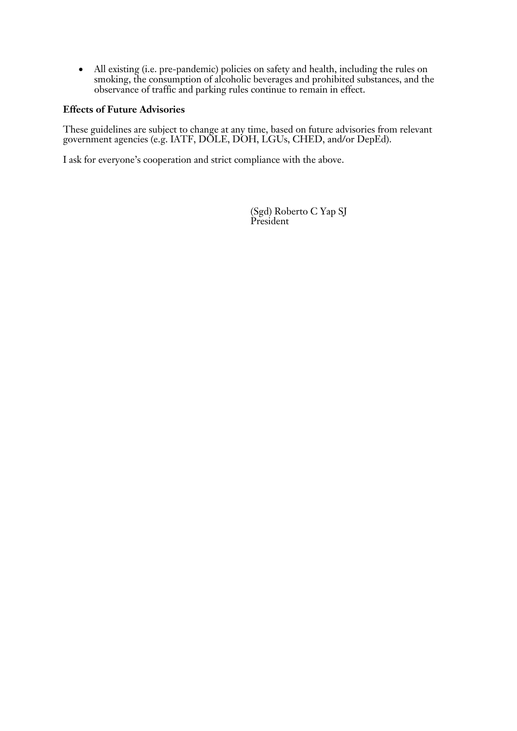- All existing (i.e. pre-pandemic) policies on safety and health, including the rules on smoking, the consumption of alcoholic beverages and prohibited substances, and the observance of traffic and parking rules continue to remain in effect.

**Effects of Future Advisories**

These guidelines are subject to change at any time, based on future advisories from relevant government agencies (e.g. IATF, DOLE, DOH, LGUs, CHED, and/or DepEd).

I ask for everyone's cooperation and strict compliance with the above.

(Sgd) Roberto C Yap SJ
President